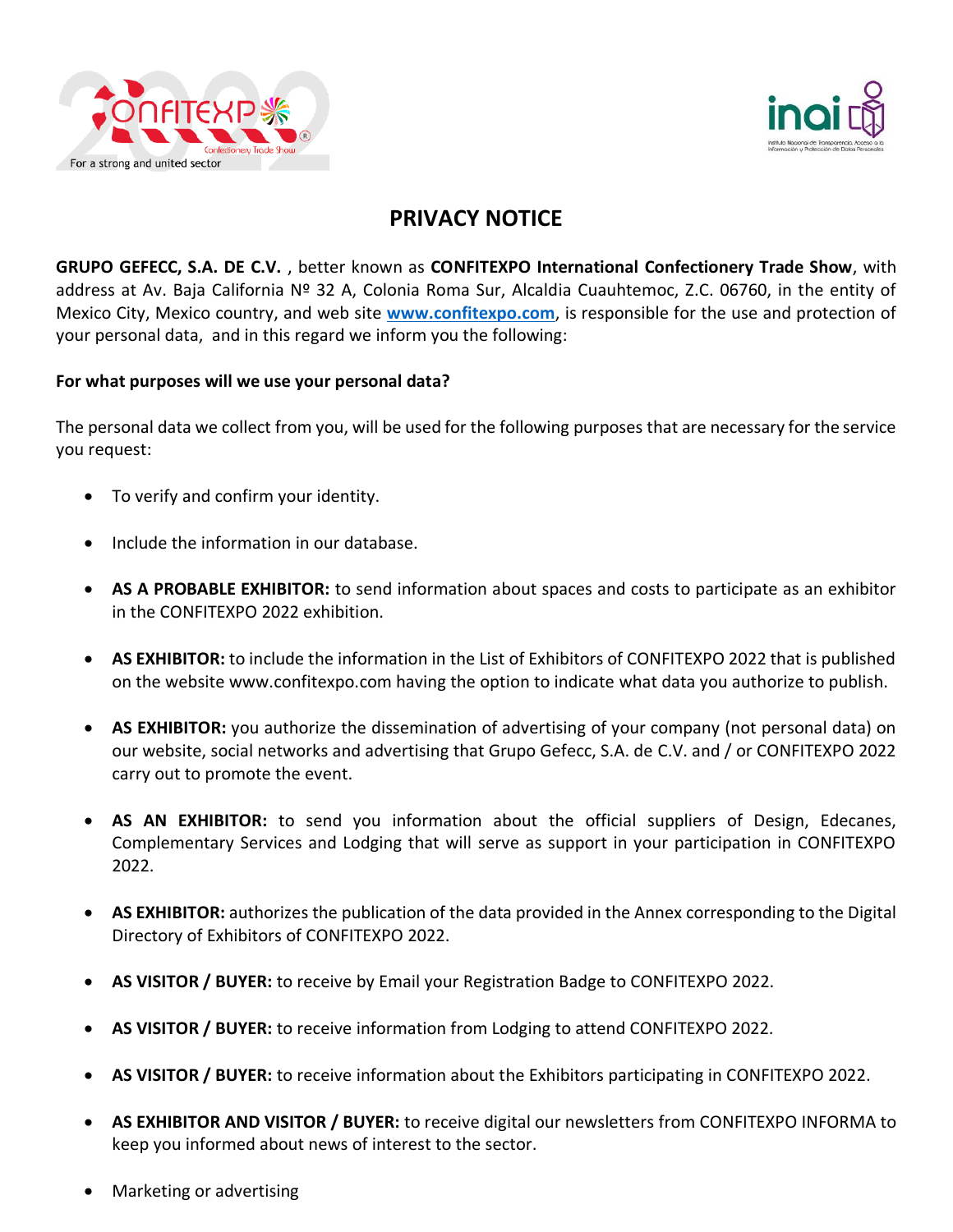# PRIVACY NOTICE

**GRUPO GEFECC, S.A. DE C.V.** , better known as **CONFITEXPO International Confectionery Trade Show**, with address at Av. Baja California Nº 32 A, Colonia Roma Sur, Alcaldia Cuauhtemoc, Z.C. 06760, in the entity of Mexico City, Mexico country, and web site **www.confitexpo.com**, is responsible for the use and protection of your personal data, and in this regard we inform you the following:

**For what purposes will we use your personal data?**

The personal data we collect from you, will be used for the following purposes that are necessary for the service you request:

- To verify and confirm your identity.
- Include the information in our database.
- **AS A PROBABLE EXHIBITOR:** to send information about spaces and costs to participate as an exhibitor in the CONFITEXPO 2022 exhibition.
- **AS EXHIBITOR:** to include the information in the List of Exhibitors of CONFITEXPO 2022 that is published on the website www.confitexpo.com having the option to indicate what data you authorize to publish.
- **AS EXHIBITOR:** you authorize the dissemination of advertising of your company (not personal data) on our website, social networks and advertising that Grupo Gefecc, S.A. de C.V. and / or CONFITEXPO 2022 carry out to promote the event.
- **AS AN EXHIBITOR:** to send you information about the official suppliers of Design, Edecanes, Complementary Services and Lodging that will serve as support in your participation in CONFITEXPO 2022.
- **AS EXHIBITOR:** authorizes the publication of the data provided in the Annex corresponding to the Digital Directory of Exhibitors of CONFITEXPO 2022.
- **AS VISITOR / BUYER:** to receive by Email your Registration Badge to CONFITEXPO 2022.
- **AS VISITOR / BUYER:** to receive information from Lodging to attend CONFITEXPO 2022.
- **AS VISITOR / BUYER:** to receive information about the Exhibitors participating in CONFITEXPO 2022.
- **AS EXHIBITOR AND VISITOR / BUYER:** to receive digital our newsletters from CONFITEXPO INFORMA to keep you informed about news of interest to the sector.
- Marketing or advertising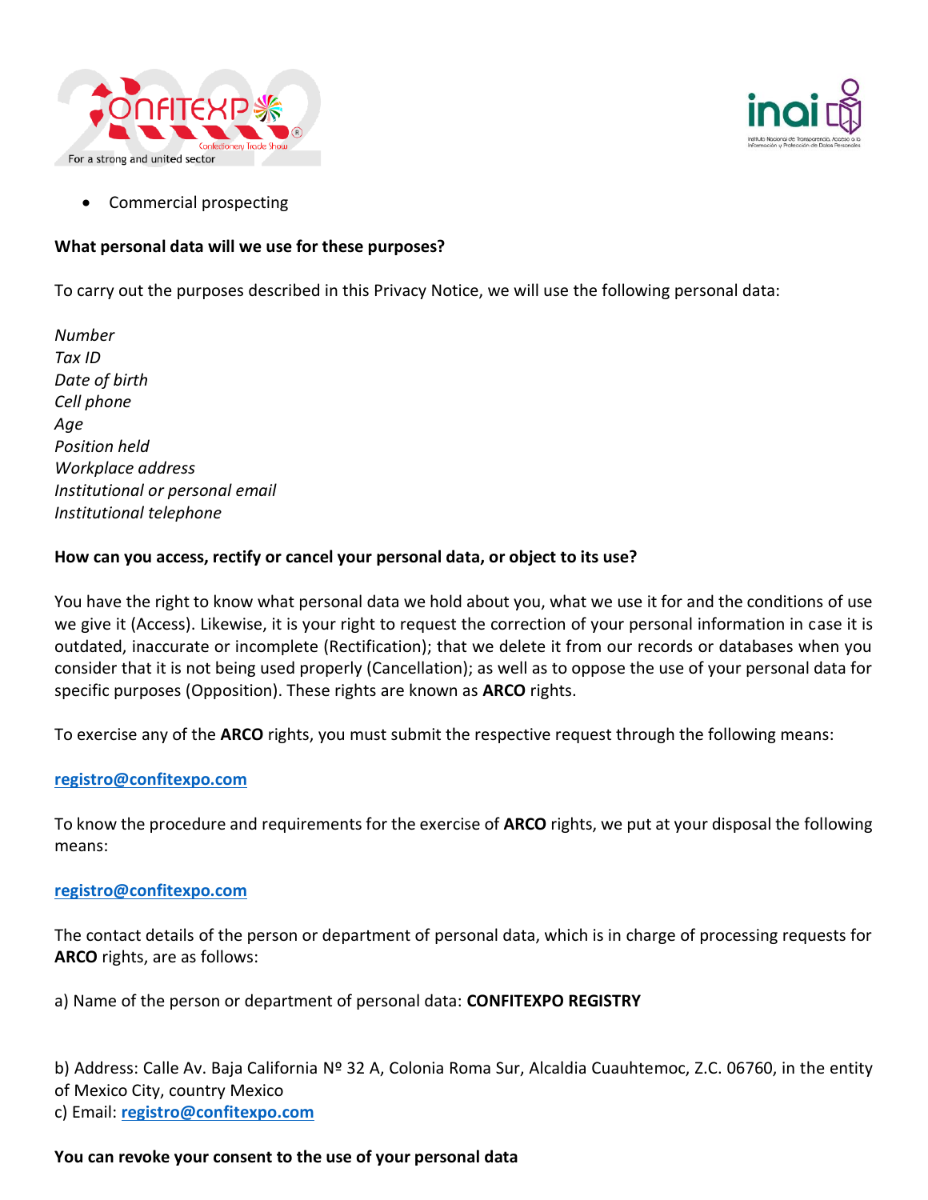- Commercial prospecting

**What personal data will we use for these purposes?**

To carry out the purposes described in this Privacy Notice, we will use the following personal data:

*Number*
*Tax ID*
*Date of birth*
*Cell phone*
*Age*
*Position held*
*Workplace address*
*Institutional or personal email*
*Institutional telephone*

**How can you access, rectify or cancel your personal data, or object to its use?**

You have the right to know what personal data we hold about you, what we use it for and the conditions of use we give it (Access). Likewise, it is your right to request the correction of your personal information in case it is outdated, inaccurate or incomplete (Rectification); that we delete it from our records or databases when you consider that it is not being used properly (Cancellation); as well as to oppose the use of your personal data for specific purposes (Opposition). These rights are known as **ARCO** rights.

To exercise any of the **ARCO** rights, you must submit the respective request through the following means:

**registro@confitexpo.com**

To know the procedure and requirements for the exercise of **ARCO** rights, we put at your disposal the following means:

**registro@confitexpo.com**

The contact details of the person or department of personal data, which is in charge of processing requests for **ARCO** rights, are as follows:

a) Name of the person or department of personal data: **CONFITEXPO REGISTRY**

b) Address: Calle Av. Baja California Nº 32 A, Colonia Roma Sur, Alcaldia Cuauhtemoc, Z.C. 06760, in the entity of Mexico City, country Mexico
c) Email: **registro@confitexpo.com**

**You can revoke your consent to the use of your personal data**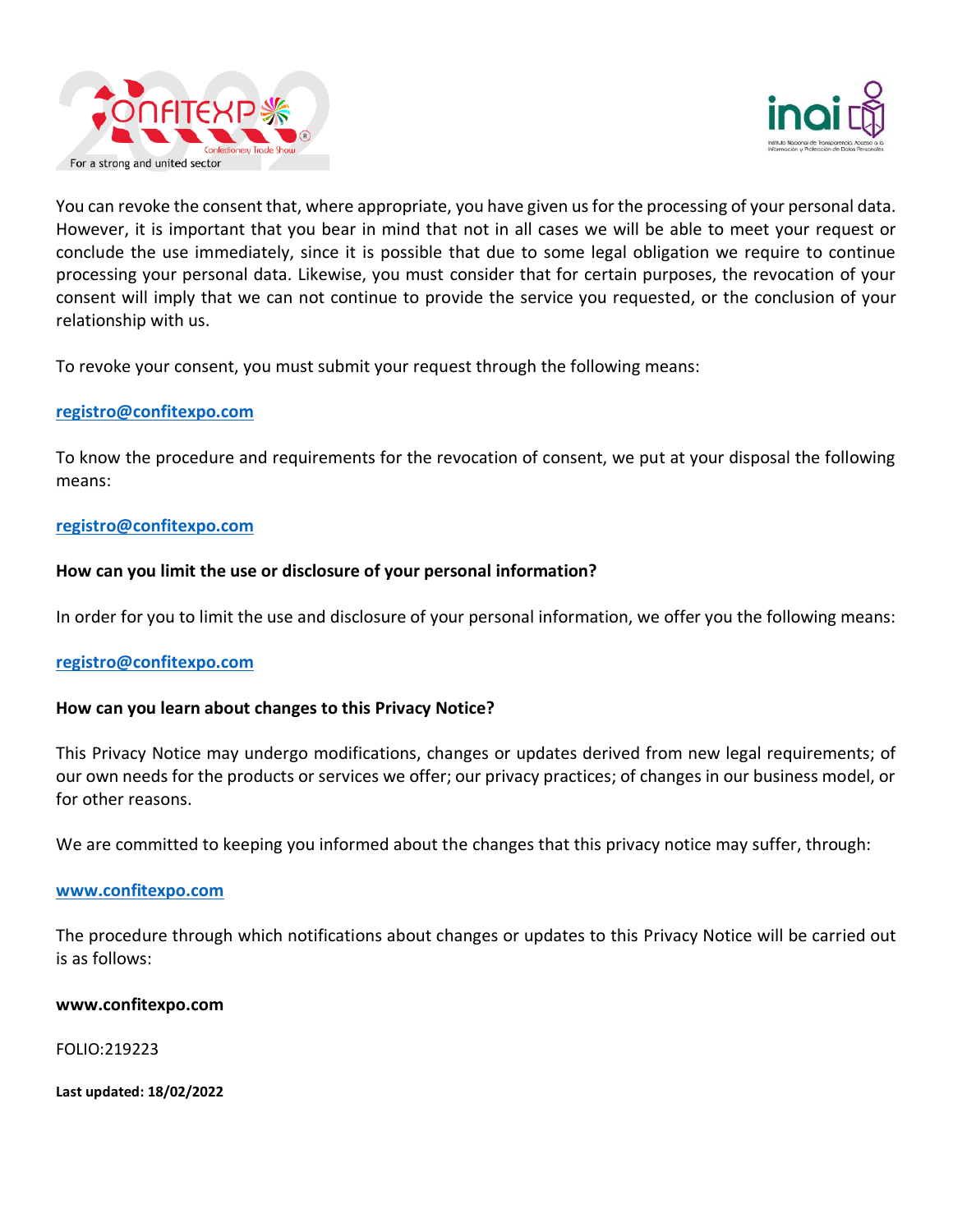You can revoke the consent that, where appropriate, you have given us for the processing of your personal data. However, it is important that you bear in mind that not in all cases we will be able to meet your request or conclude the use immediately, since it is possible that due to some legal obligation we require to continue processing your personal data. Likewise, you must consider that for certain purposes, the revocation of your consent will imply that we can not continue to provide the service you requested, or the conclusion of your relationship with us.

To revoke your consent, you must submit your request through the following means:

**registro@confitexpo.com**

To know the procedure and requirements for the revocation of consent, we put at your disposal the following means:

**registro@confitexpo.com**

**How can you limit the use or disclosure of your personal information?**

In order for you to limit the use and disclosure of your personal information, we offer you the following means:

**registro@confitexpo.com**

**How can you learn about changes to this Privacy Notice?**

This Privacy Notice may undergo modifications, changes or updates derived from new legal requirements; of our own needs for the products or services we offer; our privacy practices; of changes in our business model, or for other reasons.

We are committed to keeping you informed about the changes that this privacy notice may suffer, through:

**www.confitexpo.com**

The procedure through which notifications about changes or updates to this Privacy Notice will be carried out is as follows:

**www.confitexpo.com**

FOLIO:219223

**Last updated: 18/02/2022**